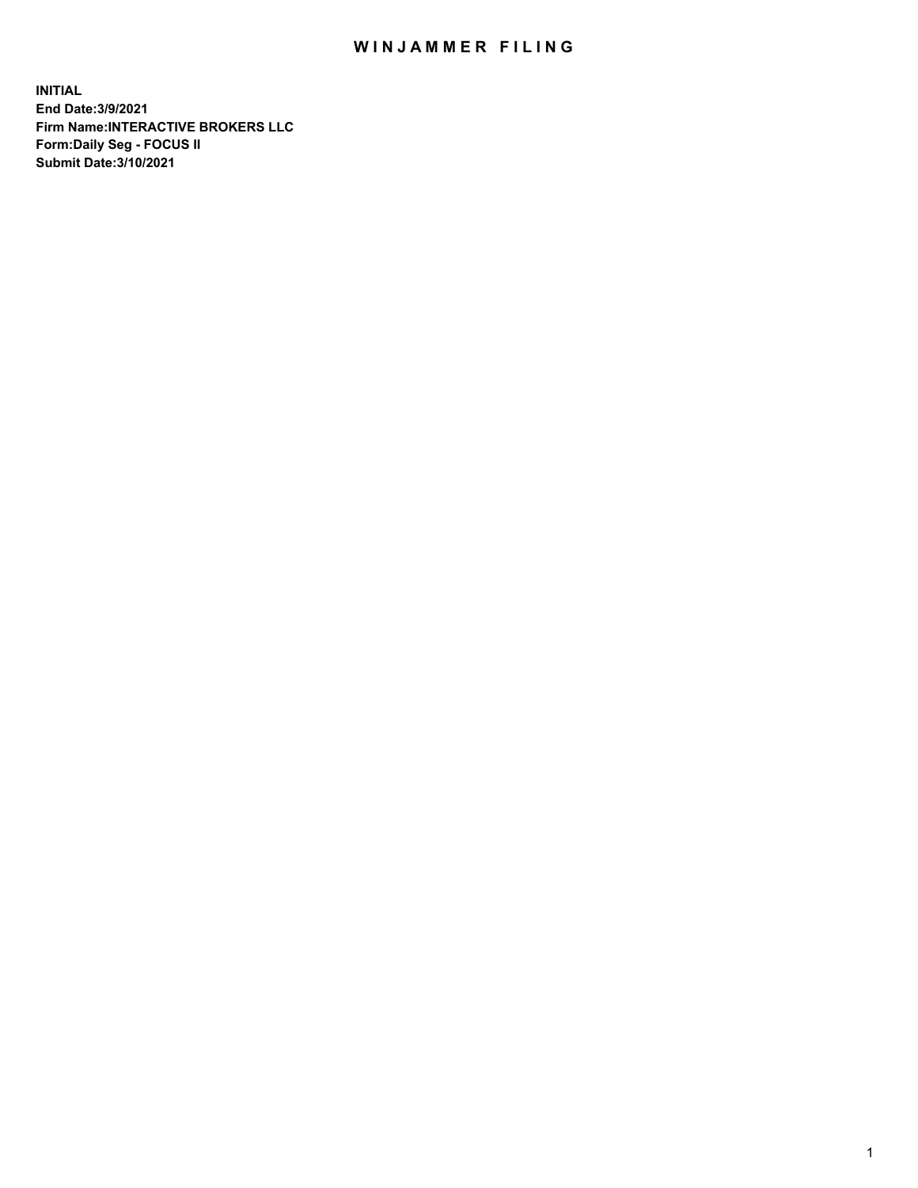# WINJAMMER FILING

**INITIAL**
**End Date:3/9/2021**
**Firm Name:INTERACTIVE BROKERS LLC**
**Form:Daily Seg - FOCUS II**
**Submit Date:3/10/2021**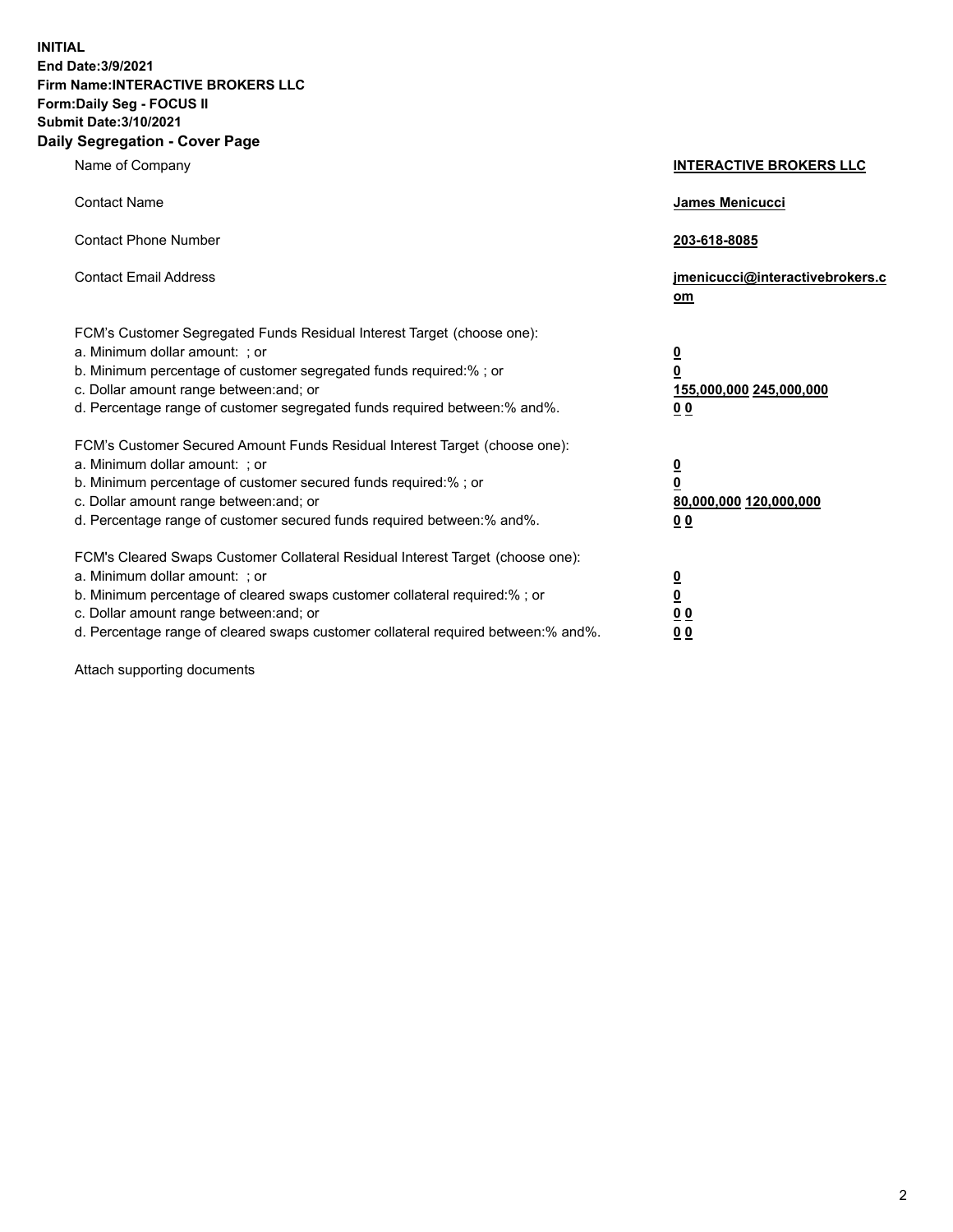**INITIAL**
**End Date:3/9/2021**
**Firm Name:INTERACTIVE BROKERS LLC**
**Form:Daily Seg - FOCUS II**
**Submit Date:3/10/2021**

## Daily Segregation - Cover Page

| | |
|---|---|
| Name of Company | **INTERACTIVE BROKERS LLC** |
| Contact Name | **James Menicucci** |
| Contact Phone Number | **203-618-8085** |
| Contact Email Address | **jmenicucci@interactivebrokers.com** |
| FCM's Customer Segregated Funds Residual Interest Target (choose one): | |
| a. Minimum dollar amount: ; or | **0** |
| b. Minimum percentage of customer segregated funds required:% ; or | **0** |
| c. Dollar amount range between:and; or | **155,000,000 245,000,000** |
| d. Percentage range of customer segregated funds required between:% and%. | **0 0** |
| FCM's Customer Secured Amount Funds Residual Interest Target (choose one): | |
| a. Minimum dollar amount: ; or | **0** |
| b. Minimum percentage of customer secured funds required:% ; or | **0** |
| c. Dollar amount range between:and; or | **80,000,000 120,000,000** |
| d. Percentage range of customer secured funds required between:% and%. | **0 0** |
| FCM's Cleared Swaps Customer Collateral Residual Interest Target (choose one): | |
| a. Minimum dollar amount: ; or | **0** |
| b. Minimum percentage of cleared swaps customer collateral required:% ; or | **0** |
| c. Dollar amount range between:and; or | **0 0** |
| d. Percentage range of cleared swaps customer collateral required between:% and%. | **0 0** |

Attach supporting documents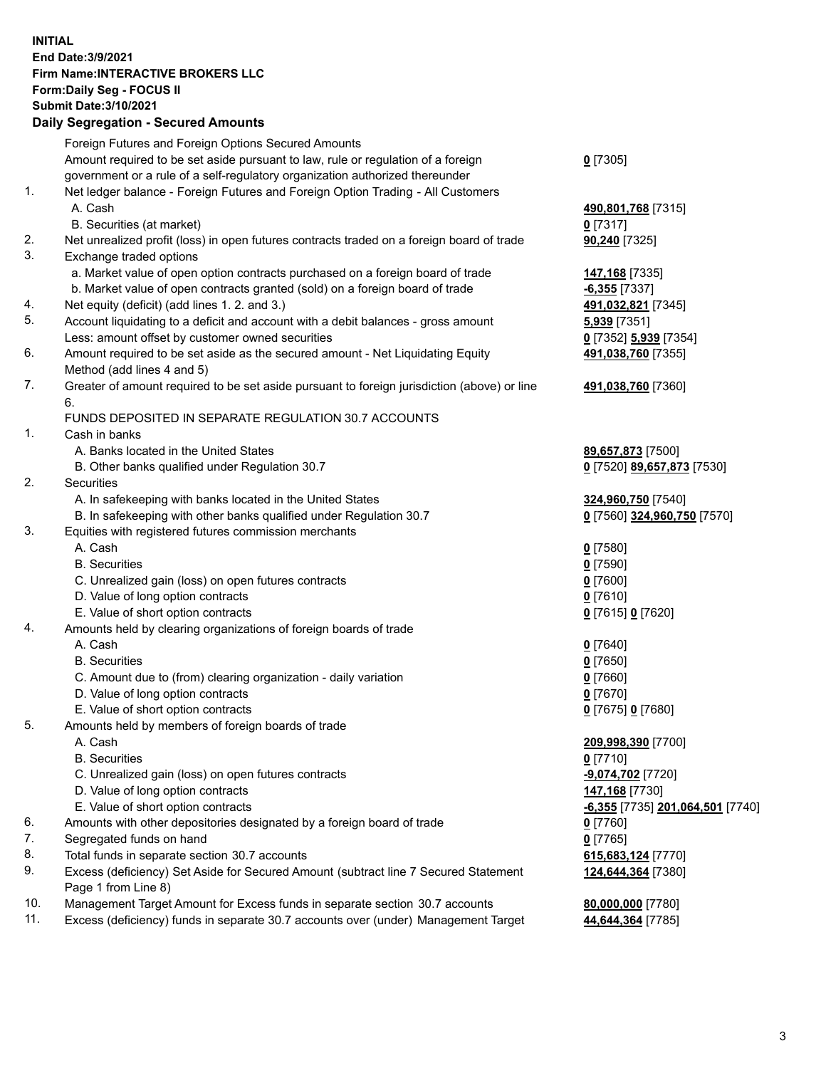**INITIAL**
**End Date:3/9/2021**
**Firm Name:INTERACTIVE BROKERS LLC**
**Form:Daily Seg - FOCUS II**
**Submit Date:3/10/2021**

### Daily Segregation - Secured Amounts

| | | |
|---|---|---|
| | Foreign Futures and Foreign Options Secured Amounts | |
| | Amount required to be set aside pursuant to law, rule or regulation of a foreign government or a rule of a self-regulatory organization authorized thereunder | **0** [7305] |
| 1. | Net ledger balance - Foreign Futures and Foreign Option Trading - All Customers | |
| | A. Cash | **490,801,768** [7315] |
| | B. Securities (at market) | **0** [7317] |
| 2. | Net unrealized profit (loss) in open futures contracts traded on a foreign board of trade | **90,240** [7325] |
| 3. | Exchange traded options | |
| | a. Market value of open option contracts purchased on a foreign board of trade | **147,168** [7335] |
| | b. Market value of open contracts granted (sold) on a foreign board of trade | **-6,355** [7337] |
| 4. | Net equity (deficit) (add lines 1. 2. and 3.) | **491,032,821** [7345] |
| 5. | Account liquidating to a deficit and account with a debit balances - gross amount | **5,939** [7351] |
| | Less: amount offset by customer owned securities | **0** [7352] **5,939** [7354] |
| 6. | Amount required to be set aside as the secured amount - Net Liquidating Equity Method (add lines 4 and 5) | **491,038,760** [7355] |
| 7. | Greater of amount required to be set aside pursuant to foreign jurisdiction (above) or line 6. | **491,038,760** [7360] |
| | FUNDS DEPOSITED IN SEPARATE REGULATION 30.7 ACCOUNTS | |
| 1. | Cash in banks | |
| | A. Banks located in the United States | **89,657,873** [7500] |
| | B. Other banks qualified under Regulation 30.7 | **0** [7520] **89,657,873** [7530] |
| 2. | Securities | |
| | A. In safekeeping with banks located in the United States | **324,960,750** [7540] |
| | B. In safekeeping with other banks qualified under Regulation 30.7 | **0** [7560] **324,960,750** [7570] |
| 3. | Equities with registered futures commission merchants | |
| | A. Cash | **0** [7580] |
| | B. Securities | **0** [7590] |
| | C. Unrealized gain (loss) on open futures contracts | **0** [7600] |
| | D. Value of long option contracts | **0** [7610] |
| | E. Value of short option contracts | **0** [7615] **0** [7620] |
| 4. | Amounts held by clearing organizations of foreign boards of trade | |
| | A. Cash | **0** [7640] |
| | B. Securities | **0** [7650] |
| | C. Amount due to (from) clearing organization - daily variation | **0** [7660] |
| | D. Value of long option contracts | **0** [7670] |
| | E. Value of short option contracts | **0** [7675] **0** [7680] |
| 5. | Amounts held by members of foreign boards of trade | |
| | A. Cash | **209,998,390** [7700] |
| | B. Securities | **0** [7710] |
| | C. Unrealized gain (loss) on open futures contracts | **-9,074,702** [7720] |
| | D. Value of long option contracts | **147,168** [7730] |
| | E. Value of short option contracts | **-6,355** [7735] **201,064,501** [7740] |
| 6. | Amounts with other depositories designated by a foreign board of trade | **0** [7760] |
| 7. | Segregated funds on hand | **0** [7765] |
| 8. | Total funds in separate section 30.7 accounts | **615,683,124** [7770] |
| 9. | Excess (deficiency) Set Aside for Secured Amount (subtract line 7 Secured Statement Page 1 from Line 8) | **124,644,364** [7380] |
| 10. | Management Target Amount for Excess funds in separate section 30.7 accounts | **80,000,000** [7780] |
| 11. | Excess (deficiency) funds in separate 30.7 accounts over (under) Management Target | **44,644,364** [7785] |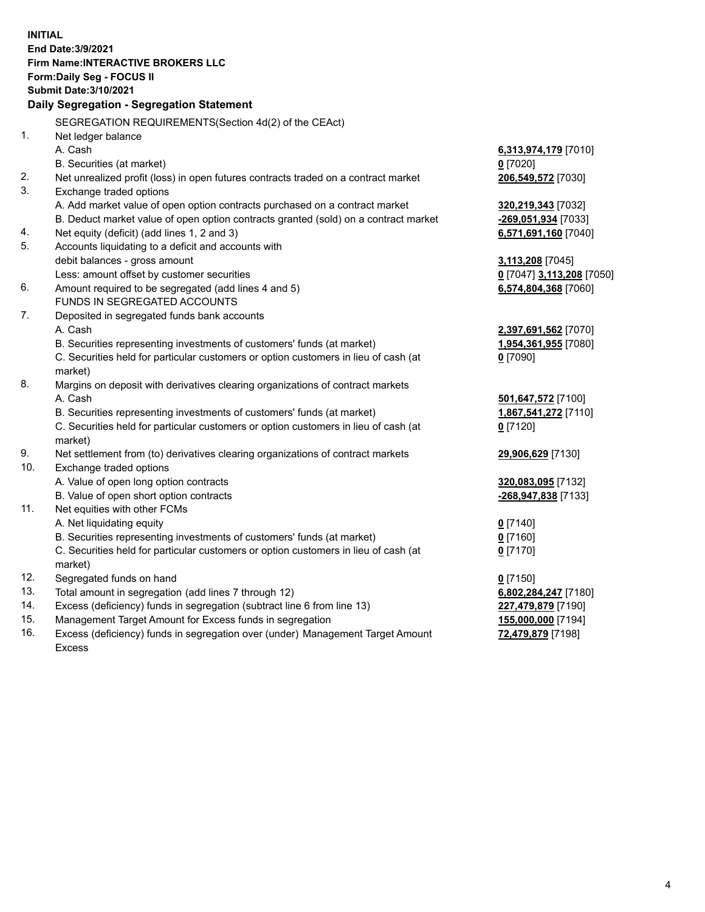**INITIAL**
**End Date:3/9/2021**
**Firm Name:INTERACTIVE BROKERS LLC**
**Form:Daily Seg - FOCUS II**
**Submit Date:3/10/2021**

**Daily Segregation - Segregation Statement**

| | | |
|---|---|---|
| | SEGREGATION REQUIREMENTS(Section 4d(2) of the CEAct) | |
| 1. | Net ledger balance | |
| | A. Cash | **6,313,974,179** [7010] |
| | B. Securities (at market) | **0** [7020] |
| 2. | Net unrealized profit (loss) in open futures contracts traded on a contract market | **206,549,572** [7030] |
| 3. | Exchange traded options | |
| | A. Add market value of open option contracts purchased on a contract market | **320,219,343** [7032] |
| | B. Deduct market value of open option contracts granted (sold) on a contract market | **-269,051,934** [7033] |
| 4. | Net equity (deficit) (add lines 1, 2 and 3) | **6,571,691,160** [7040] |
| 5. | Accounts liquidating to a deficit and accounts with debit balances - gross amount | **3,113,208** [7045] |
| | Less: amount offset by customer securities | **0** [7047] **3,113,208** [7050] |
| 6. | Amount required to be segregated (add lines 4 and 5) | **6,574,804,368** [7060] |
| | FUNDS IN SEGREGATED ACCOUNTS | |
| 7. | Deposited in segregated funds bank accounts | |
| | A. Cash | **2,397,691,562** [7070] |
| | B. Securities representing investments of customers' funds (at market) | **1,954,361,955** [7080] |
| | C. Securities held for particular customers or option customers in lieu of cash (at market) | **0** [7090] |
| 8. | Margins on deposit with derivatives clearing organizations of contract markets | |
| | A. Cash | **501,647,572** [7100] |
| | B. Securities representing investments of customers' funds (at market) | **1,867,541,272** [7110] |
| | C. Securities held for particular customers or option customers in lieu of cash (at market) | **0** [7120] |
| 9. | Net settlement from (to) derivatives clearing organizations of contract markets | **29,906,629** [7130] |
| 10. | Exchange traded options | |
| | A. Value of open long option contracts | **320,083,095** [7132] |
| | B. Value of open short option contracts | **-268,947,838** [7133] |
| 11. | Net equities with other FCMs | |
| | A. Net liquidating equity | **0** [7140] |
| | B. Securities representing investments of customers' funds (at market) | **0** [7160] |
| | C. Securities held for particular customers or option customers in lieu of cash (at market) | **0** [7170] |
| 12. | Segregated funds on hand | **0** [7150] |
| 13. | Total amount in segregation (add lines 7 through 12) | **6,802,284,247** [7180] |
| 14. | Excess (deficiency) funds in segregation (subtract line 6 from line 13) | **227,479,879** [7190] |
| 15. | Management Target Amount for Excess funds in segregation | **155,000,000** [7194] |
| 16. | Excess (deficiency) funds in segregation over (under) Management Target Amount Excess | **72,479,879** [7198] |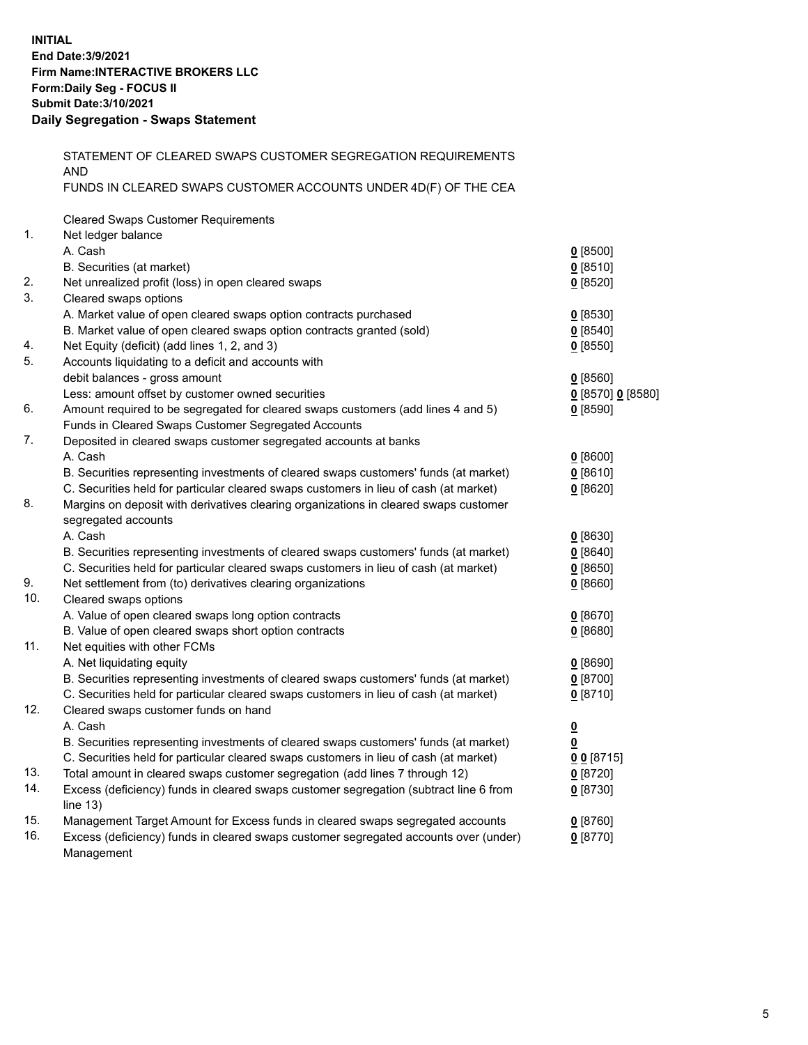**INITIAL**
**End Date:3/9/2021**
**Firm Name:INTERACTIVE BROKERS LLC**
**Form:Daily Seg - FOCUS II**
**Submit Date:3/10/2021**
**Daily Segregation - Swaps Statement**

STATEMENT OF CLEARED SWAPS CUSTOMER SEGREGATION REQUIREMENTS AND FUNDS IN CLEARED SWAPS CUSTOMER ACCOUNTS UNDER 4D(F) OF THE CEA

| | | |
|---|---|---|
| | Cleared Swaps Customer Requirements | |
| 1. | Net ledger balance | |
| | A. Cash | 0 [8500] |
| | B. Securities (at market) | 0 [8510] |
| 2. | Net unrealized profit (loss) in open cleared swaps | 0 [8520] |
| 3. | Cleared swaps options | |
| | A. Market value of open cleared swaps option contracts purchased | 0 [8530] |
| | B. Market value of open cleared swaps option contracts granted (sold) | 0 [8540] |
| 4. | Net Equity (deficit) (add lines 1, 2, and 3) | 0 [8550] |
| 5. | Accounts liquidating to a deficit and accounts with debit balances - gross amount | 0 [8560] |
| | Less: amount offset by customer owned securities | 0 [8570] 0 [8580] |
| 6. | Amount required to be segregated for cleared swaps customers (add lines 4 and 5) | 0 [8590] |
| | Funds in Cleared Swaps Customer Segregated Accounts | |
| 7. | Deposited in cleared swaps customer segregated accounts at banks | |
| | A. Cash | 0 [8600] |
| | B. Securities representing investments of cleared swaps customers' funds (at market) | 0 [8610] |
| | C. Securities held for particular cleared swaps customers in lieu of cash (at market) | 0 [8620] |
| 8. | Margins on deposit with derivatives clearing organizations in cleared swaps customer segregated accounts | |
| | A. Cash | 0 [8630] |
| | B. Securities representing investments of cleared swaps customers' funds (at market) | 0 [8640] |
| | C. Securities held for particular cleared swaps customers in lieu of cash (at market) | 0 [8650] |
| 9. | Net settlement from (to) derivatives clearing organizations | 0 [8660] |
| 10. | Cleared swaps options | |
| | A. Value of open cleared swaps long option contracts | 0 [8670] |
| | B. Value of open cleared swaps short option contracts | 0 [8680] |
| 11. | Net equities with other FCMs | |
| | A. Net liquidating equity | 0 [8690] |
| | B. Securities representing investments of cleared swaps customers' funds (at market) | 0 [8700] |
| | C. Securities held for particular cleared swaps customers in lieu of cash (at market) | 0 [8710] |
| 12. | Cleared swaps customer funds on hand | |
| | A. Cash | 0 |
| | B. Securities representing investments of cleared swaps customers' funds (at market) | 0 |
| | C. Securities held for particular cleared swaps customers in lieu of cash (at market) | 0 0 [8715] |
| 13. | Total amount in cleared swaps customer segregation (add lines 7 through 12) | 0 [8720] |
| 14. | Excess (deficiency) funds in cleared swaps customer segregation (subtract line 6 from line 13) | 0 [8730] |
| 15. | Management Target Amount for Excess funds in cleared swaps segregated accounts | 0 [8760] |
| 16. | Excess (deficiency) funds in cleared swaps customer segregated accounts over (under) Management | 0 [8770] |